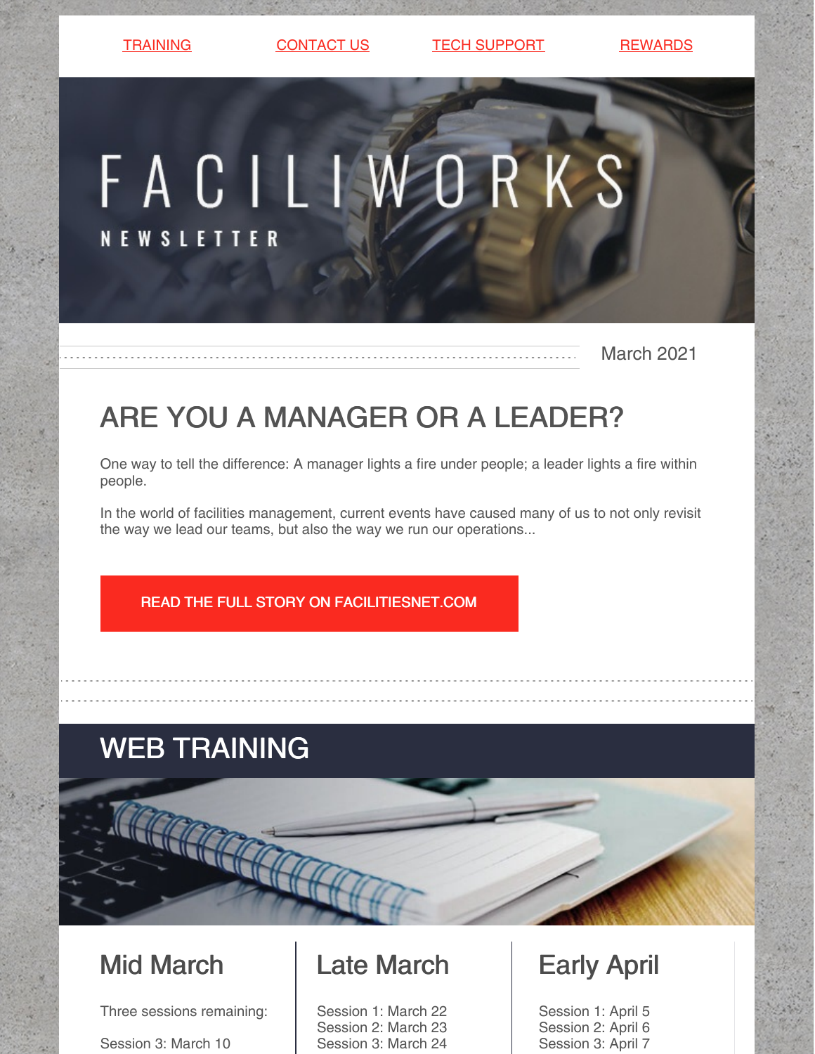TRAINING | CONTACT US | TECH SUPPORT | REWARDS

# FACILIWORKS

NEWSLETTER

March 2021

## ARE YOU A MANAGER OR A LEADER?

One way to tell the difference: A manager lights a fire under people; a leader lights a fire within people.

In the world of facilities management, current events have caused many of us to not only revisit the way we lead our teams, but also the way we run our operations...

READ THE FULL STORY ON FACILITIESNET.COM

## WEB TRAINING

### Mid March

Three sessions remaining:

Session 3: March 10

### Late March

Session 1: March 22
Session 2: March 23
Session 3: March 24

### Early April

Session 1: April 5
Session 2: April 6
Session 3: April 7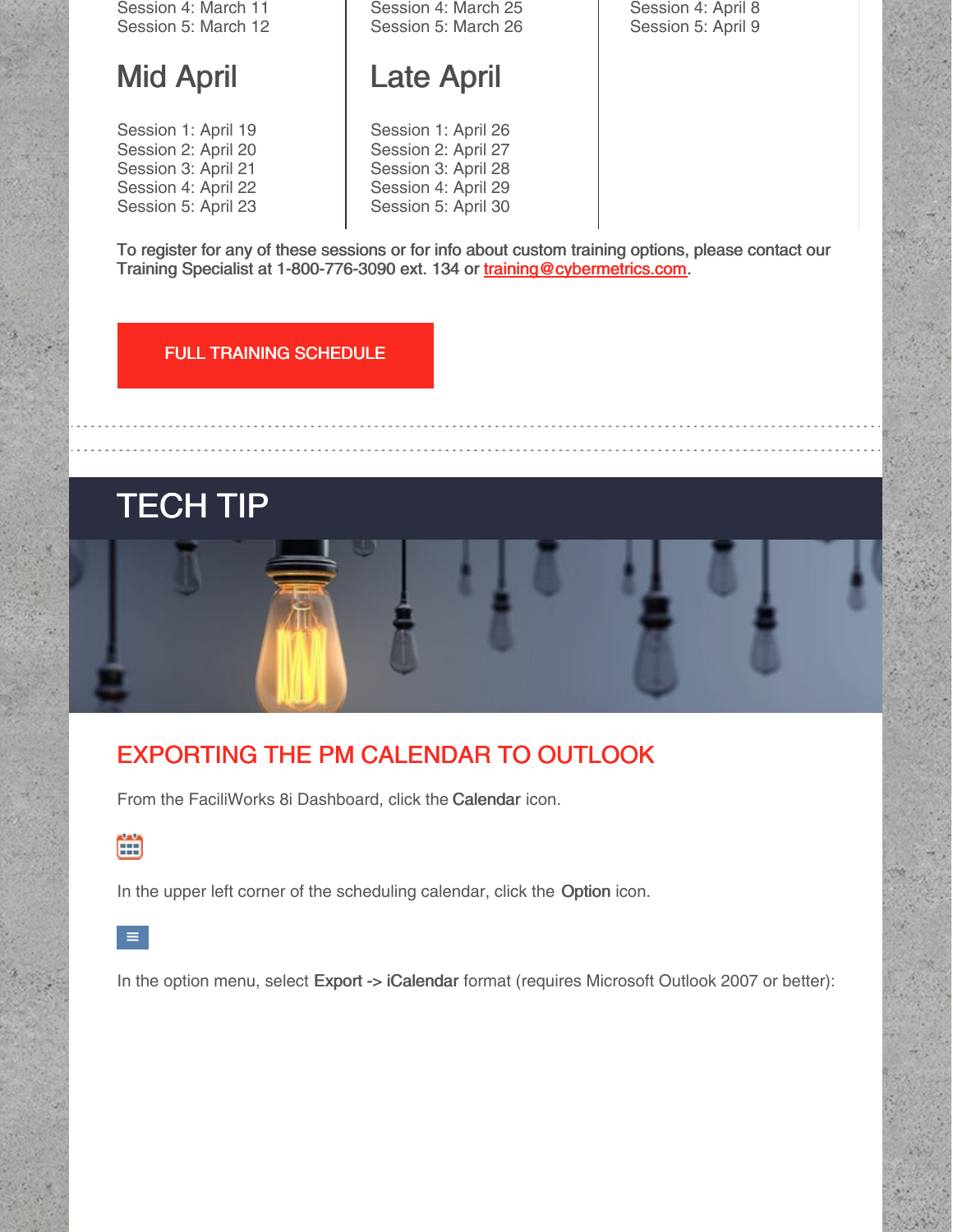Session 4: March 11
Session 5: March 12

Session 4: March 25
Session 5: March 26

Session 4: April 8
Session 5: April 9

## Mid April

Session 1: April 19
Session 2: April 20
Session 3: April 21
Session 4: April 22
Session 5: April 23

## Late April

Session 1: April 26
Session 2: April 27
Session 3: April 28
Session 4: April 29
Session 5: April 30

To register for any of these sessions or for info about custom training options, please contact our Training Specialist at 1-800-776-3090 ext. 134 or training@cybermetrics.com.

FULL TRAINING SCHEDULE

# TECH TIP

## EXPORTING THE PM CALENDAR TO OUTLOOK

From the FaciliWorks 8i Dashboard, click the **Calendar** icon.

In the upper left corner of the scheduling calendar, click the **Option** icon.

In the option menu, select **Export -> iCalendar** format (requires Microsoft Outlook 2007 or better):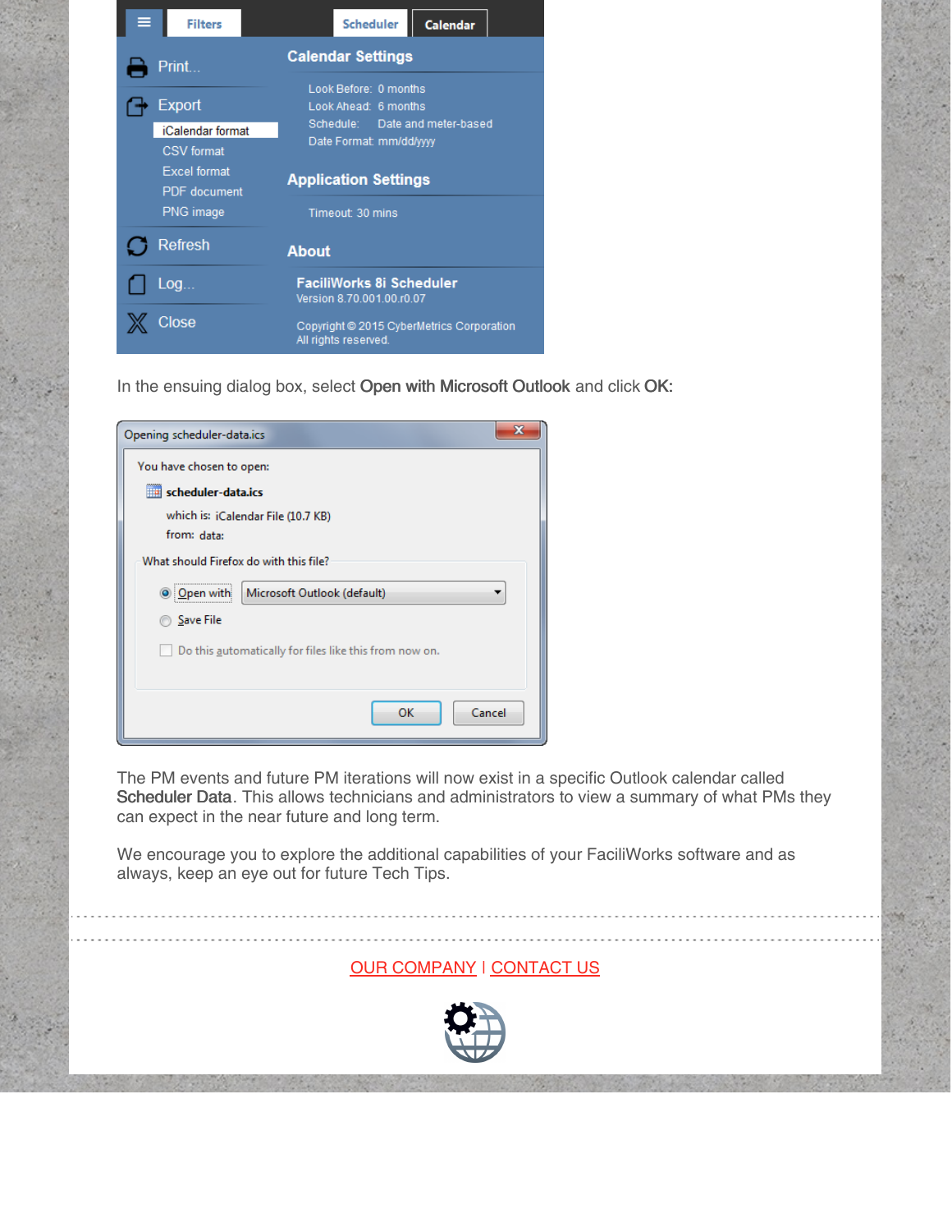In the ensuing dialog box, select **Open with Microsoft Outlook** and click **OK:**

The PM events and future PM iterations will now exist in a specific Outlook calendar called **Scheduler Data**. This allows technicians and administrators to view a summary of what PMs they can expect in the near future and long term.

We encourage you to explore the additional capabilities of your FaciliWorks software and as always, keep an eye out for future Tech Tips.

OUR COMPANY | CONTACT US